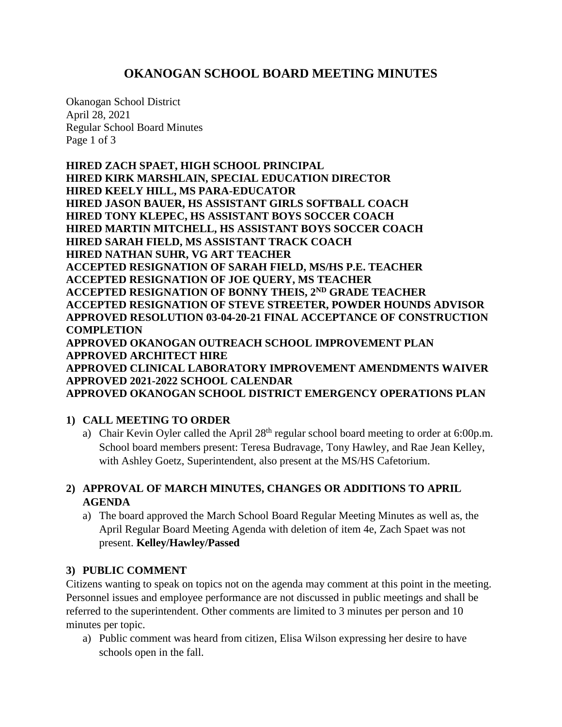# OKANOGAN SCHOOL BOARD MEETING MINUTES

Okanogan School District
April 28, 2021
Regular School Board Minutes

**HIRED ZACH SPAET, HIGH SCHOOL PRINCIPAL**
**HIRED KIRK MARSHLAIN, SPECIAL EDUCATION DIRECTOR**
**HIRED KEELY HILL, MS PARA-EDUCATOR**
**HIRED JASON BAUER, HS ASSISTANT GIRLS SOFTBALL COACH**
**HIRED TONY KLEPEC, HS ASSISTANT BOYS SOCCER COACH**
**HIRED MARTIN MITCHELL, HS ASSISTANT BOYS SOCCER COACH**
**HIRED SARAH FIELD, MS ASSISTANT TRACK COACH**
**HIRED NATHAN SUHR, VG ART TEACHER**
**ACCEPTED RESIGNATION OF SARAH FIELD, MS/HS P.E. TEACHER**
**ACCEPTED RESIGNATION OF JOE QUERY, MS TEACHER**
**ACCEPTED RESIGNATION OF BONNY THEIS, 2ND GRADE TEACHER**
**ACCEPTED RESIGNATION OF STEVE STREETER, POWDER HOUNDS ADVISOR**
**APPROVED RESOLUTION 03-04-20-21 FINAL ACCEPTANCE OF CONSTRUCTION COMPLETION**
**APPROVED OKANOGAN OUTREACH SCHOOL IMPROVEMENT PLAN**
**APPROVED ARCHITECT HIRE**
**APPROVED CLINICAL LABORATORY IMPROVEMENT AMENDMENTS WAIVER**
**APPROVED 2021-2022 SCHOOL CALENDAR**
**APPROVED OKANOGAN SCHOOL DISTRICT EMERGENCY OPERATIONS PLAN**

## 1) CALL MEETING TO ORDER

a) Chair Kevin Oyler called the April 28th regular school board meeting to order at 6:00p.m. School board members present: Teresa Budravage, Tony Hawley, and Rae Jean Kelley, with Ashley Goetz, Superintendent, also present at the MS/HS Cafetorium.

## 2) APPROVAL OF MARCH MINUTES, CHANGES OR ADDITIONS TO APRIL AGENDA

a) The board approved the March School Board Regular Meeting Minutes as well as, the April Regular Board Meeting Agenda with deletion of item 4e, Zach Spaet was not present. **Kelley/Hawley/Passed**

## 3) PUBLIC COMMENT

Citizens wanting to speak on topics not on the agenda may comment at this point in the meeting. Personnel issues and employee performance are not discussed in public meetings and shall be referred to the superintendent. Other comments are limited to 3 minutes per person and 10 minutes per topic.

a) Public comment was heard from citizen, Elisa Wilson expressing her desire to have schools open in the fall.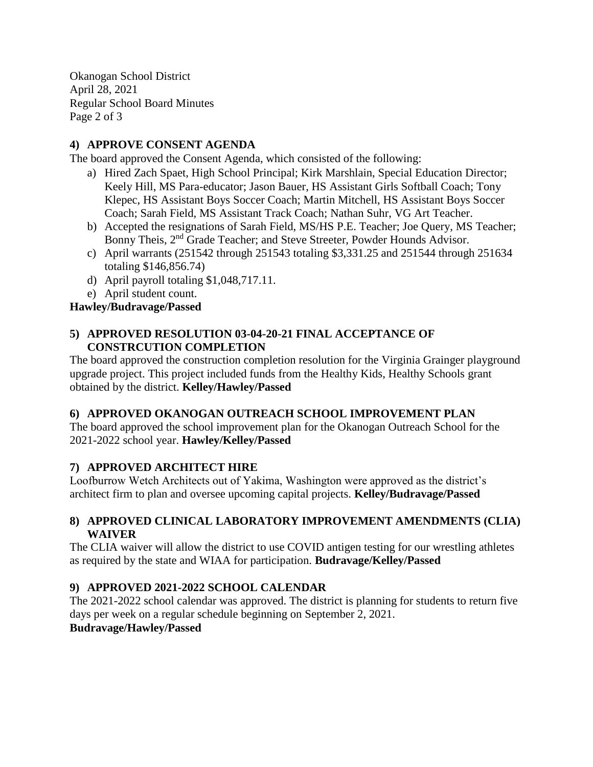## 4) APPROVE CONSENT AGENDA

The board approved the Consent Agenda, which consisted of the following:

a) Hired Zach Spaet, High School Principal; Kirk Marshlain, Special Education Director; Keely Hill, MS Para-educator; Jason Bauer, HS Assistant Girls Softball Coach; Tony Klepec, HS Assistant Boys Soccer Coach; Martin Mitchell, HS Assistant Boys Soccer Coach; Sarah Field, MS Assistant Track Coach; Nathan Suhr, VG Art Teacher.
b) Accepted the resignations of Sarah Field, MS/HS P.E. Teacher; Joe Query, MS Teacher; Bonny Theis, 2nd Grade Teacher; and Steve Streeter, Powder Hounds Advisor.
c) April warrants (251542 through 251543 totaling $3,331.25 and 251544 through 251634 totaling $146,856.74)
d) April payroll totaling $1,048,717.11.
e) April student count.

**Hawley/Budravage/Passed**

## 5) APPROVED RESOLUTION 03-04-20-21 FINAL ACCEPTANCE OF CONSTRCUTION COMPLETION

The board approved the construction completion resolution for the Virginia Grainger playground upgrade project. This project included funds from the Healthy Kids, Healthy Schools grant obtained by the district. **Kelley/Hawley/Passed**

## 6) APPROVED OKANOGAN OUTREACH SCHOOL IMPROVEMENT PLAN

The board approved the school improvement plan for the Okanogan Outreach School for the 2021-2022 school year. **Hawley/Kelley/Passed**

## 7) APPROVED ARCHITECT HIRE

Loofburrow Wetch Architects out of Yakima, Washington were approved as the district's architect firm to plan and oversee upcoming capital projects. **Kelley/Budravage/Passed**

## 8) APPROVED CLINICAL LABORATORY IMPROVEMENT AMENDMENTS (CLIA) WAIVER

The CLIA waiver will allow the district to use COVID antigen testing for our wrestling athletes as required by the state and WIAA for participation. **Budravage/Kelley/Passed**

## 9) APPROVED 2021-2022 SCHOOL CALENDAR

The 2021-2022 school calendar was approved. The district is planning for students to return five days per week on a regular schedule beginning on September 2, 2021.

**Budravage/Hawley/Passed**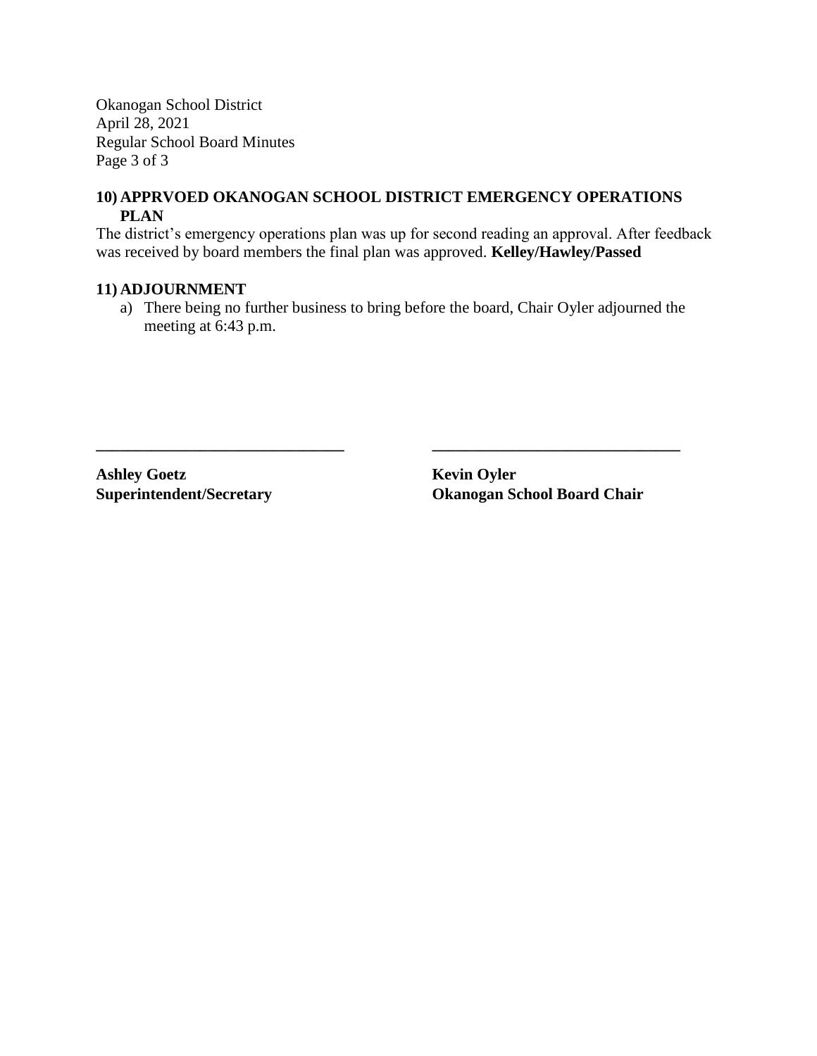## 10) APPRVOED OKANOGAN SCHOOL DISTRICT EMERGENCY OPERATIONS PLAN

The district's emergency operations plan was up for second reading an approval. After feedback was received by board members the final plan was approved. **Kelley/Hawley/Passed**

## 11) ADJOURNMENT

a) There being no further business to bring before the board, Chair Oyler adjourned the meeting at 6:43 p.m.

| | |
|---|---|
| ______________________________ | ______________________________ |
| **Ashley Goetz** | **Kevin Oyler** |
| **Superintendent/Secretary** | **Okanogan School Board Chair** |